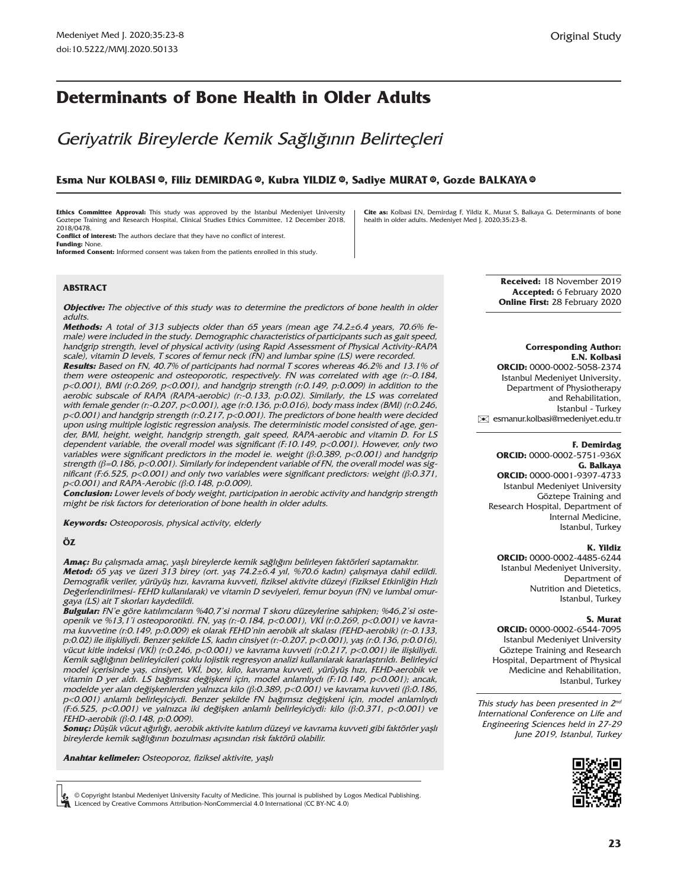Original Study

# Determinants of Bone Health in Older Adults

## *Geriyatrik Bireylerde Kemik Sağlığının Belirteçleri*

**Esma Nur KOLBASI, Filiz DEMIRDAG, Kubra YILDIZ, Sadiye MURAT, Gozde BALKAYA**

**Ethics Committee Approval:** This study was approved by the Istanbul Medeniyet University Goztepe Training and Research Hospital, Clinical Studies Ethics Committee, 12 December 2018, 2018/0478.
**Conflict of interest:** The authors declare that they have no conflict of interest.
**Funding:** None.
**Informed Consent:** Informed consent was taken from the patients enrolled in this study.

**Cite as:** Kolbasi EN, Demirdag F, Yildiz K, Murat S, Balkaya G. Determinants of bone health in older adults. Medeniyet Med J. 2020;35:23-8.

**Received:** 18 November 2019
**Accepted:** 6 February 2020
**Online First:** 28 February 2020

### ABSTRACT

***Objective:*** *The objective of this study was to determine the predictors of bone health in older adults.*

***Methods:*** *A total of 313 subjects older than 65 years (mean age 74.2±6.4 years, 70.6% female) were included in the study. Demographic characteristics of participants such as gait speed, handgrip strength, level of physical activity (using Rapid Assessment of Physical Activity-RAPA scale), vitamin D levels, T scores of femur neck (FN) and lumbar spine (LS) were recorded.*

***Results:*** *Based on FN, 40.7% of participants had normal T scores whereas 46.2% and 13.1% of them were osteopenic and osteoporotic, respectively. FN was correlated with age (r:-0.184, p<0.001), BMI (r:0.269, p<0.001), and handgrip strength (r:0.149, p:0.009) in addition to the aerobic subscale of RAPA (RAPA-aerobic) (r:-0.133, p:0.02). Similarly, the LS was correlated with female gender (r:-0.207, p<0.001), age (r:0.136, p:0.016), body mass index (BMI) (r:0.246, p<0.001) and handgrip strength (r:0.217, p<0.001). The predictors of bone health were decided upon using multiple logistic regression analysis. The deterministic model consisted of age, gender, BMI, height, weight, handgrip strength, gait speed, RAPA-aerobic and vitamin D. For LS dependent variable, the overall model was significant (F:10.149, p<0.001). However, only two variables were significant predictors in the model ie. weight (β:0.389, p<0.001) and handgrip strength (β=0.186, p<0.001). Similarly for independent variable of FN, the overall model was significant (F:6.525, p<0.001) and only two variables were significant predictors: weight (β:0.371, p<0.001) and RAPA-Aerobic (β:0.148, p:0.009).*

***Conclusion:*** *Lower levels of body weight, participation in aerobic activity and handgrip strength might be risk factors for deterioration of bone health in older adults.*

***Keywords:*** *Osteoporosis, physical activity, elderly*

### ÖZ

***Amaç:*** *Bu çalışmada amaç, yaşlı bireylerde kemik sağlığını belirleyen faktörleri saptamaktır.*

***Metod:*** *65 yaş ve üzeri 313 birey (ort. yaş 74.2±6.4 yıl, %70.6 kadın) çalışmaya dahil edildi. Demografik veriler, yürüyüş hızı, kavrama kuvveti, fiziksel aktivite düzeyi (Fiziksel Etkinliğin Hızlı Değerlendirilmesi- FEHD kullanılarak) ve vitamin D seviyeleri, femur boyun (FN) ve lumbal omurgaya (LS) ait T skorları kaydedildi.*

***Bulgular:*** *FN'e göre katılımcıların %40,7'si normal T skoru düzeylerine sahipken; %46,2'si osteopenik ve %13,1'i osteoporotikti. FN, yaş (r:-0.184, p<0.001), VKİ (r:0.269, p<0.001) ve kavrama kuvvetine (r:0.149, p:0.009) ek olarak FEHD'nin aerobik alt skalası (FEHD-aerobik) (r:-0.133, p:0.02) ile ilişkiliydi. Benzer şekilde LS, kadın cinsiyet (r:-0.207, p<0.001), yaş (r:0.136, p:0.016), vücut kitle indeksi (VKİ) (r:0.246, p<0.001) ve kavrama kuvveti (r:0.217, p<0.001) ile ilişkiliydi. Kemik sağlığının belirleyicileri çoklu lojistik regresyon analizi kullanılarak kararlaştırıldı. Belirleyici model içerisinde yaş, cinsiyet, VKİ, boy, kilo, kavrama kuvveti, yürüyüş hızı, FEHD-aerobik ve vitamin D yer aldı. LS bağımsız değişkeni için, model anlamlıydı (F:10.149, p<0.001); ancak, modelde yer alan değişkenlerden yalnızca kilo (β:0.389, p<0.001) ve kavrama kuvveti (β:0.186, p<0.001) anlamlı belirleyiciydi. Benzer şekilde FN bağımsız değişkeni için, model anlamlıydı (F:6.525, p<0.001) ve yalnızca iki değişken anlamlı belirleyiciydi: kilo (β:0.371, p<0.001) ve FEHD-aerobik (β:0.148, p:0.009).*

***Sonuç:*** *Düşük vücut ağırlığı, aerobik aktivite katılım düzeyi ve kavrama kuvveti gibi faktörler yaşlı bireylerde kemik sağlığının bozulması açısından risk faktörü olabilir.*

***Anahtar kelimeler:*** *Osteoporoz, fiziksel aktivite, yaşlı*

**Corresponding Author:**
**E.N. Kolbasi**
**ORCID:** 0000-0002-5058-2374
Istanbul Medeniyet University, Department of Physiotherapy and Rehabilitation, Istanbul - Turkey
esmanur.kolbasi@medeniyet.edu.tr

**F. Demirdag**
**ORCID:** 0000-0002-5751-936X
**G. Balkaya**
**ORCID:** 0000-0001-9397-4733
Istanbul Medeniyet University Göztepe Training and Research Hospital, Department of Internal Medicine, Istanbul, Turkey

**K. Yildiz**
**ORCID:** 0000-0002-4485-6244
Istanbul Medeniyet University, Department of Nutrition and Dietetics, Istanbul, Turkey

**S. Murat**
**ORCID:** 0000-0002-6544-7095
Istanbul Medeniyet University Göztepe Training and Research Hospital, Department of Physical Medicine and Rehabilitation, Istanbul, Turkey

*This study has been presented in 2nd International Conference on Life and Engineering Sciences held in 27-29 June 2019, Istanbul, Turkey*

© Copyright Istanbul Medeniyet University Faculty of Medicine. This journal is published by Logos Medical Publishing. Licenced by Creative Commons Attribution-NonCommercial 4.0 International (CC BY-NC 4.0)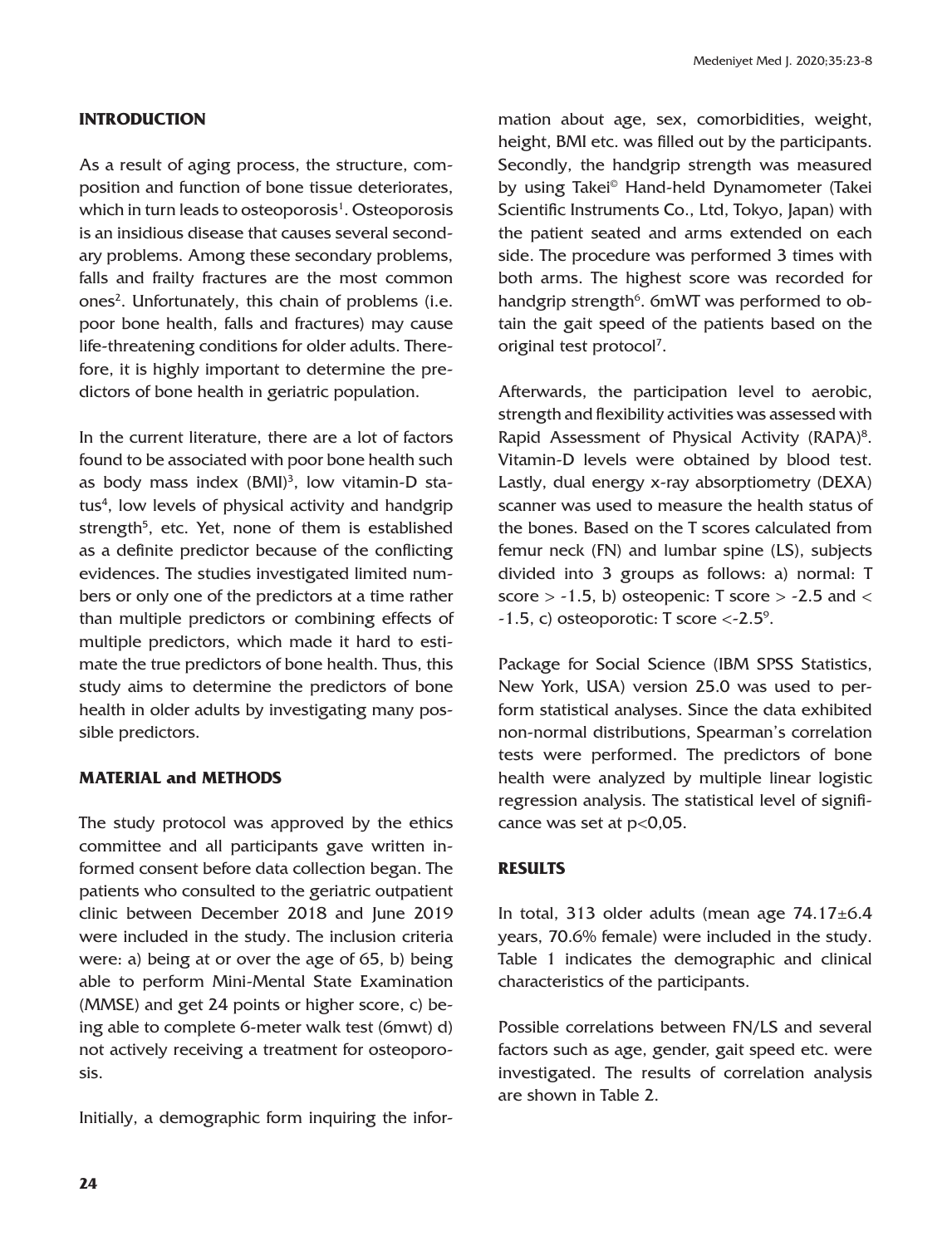## INTRODUCTION

As a result of aging process, the structure, composition and function of bone tissue deteriorates, which in turn leads to osteoporosis[1]. Osteoporosis is an insidious disease that causes several secondary problems. Among these secondary problems, falls and frailty fractures are the most common ones[2]. Unfortunately, this chain of problems (i.e. poor bone health, falls and fractures) may cause life-threatening conditions for older adults. Therefore, it is highly important to determine the predictors of bone health in geriatric population.

In the current literature, there are a lot of factors found to be associated with poor bone health such as body mass index (BMI)[3], low vitamin-D status[4], low levels of physical activity and handgrip strength[5], etc. Yet, none of them is established as a definite predictor because of the conflicting evidences. The studies investigated limited numbers or only one of the predictors at a time rather than multiple predictors or combining effects of multiple predictors, which made it hard to estimate the true predictors of bone health. Thus, this study aims to determine the predictors of bone health in older adults by investigating many possible predictors.

## MATERIAL and METHODS

The study protocol was approved by the ethics committee and all participants gave written informed consent before data collection began. The patients who consulted to the geriatric outpatient clinic between December 2018 and June 2019 were included in the study. The inclusion criteria were: a) being at or over the age of 65, b) being able to perform Mini-Mental State Examination (MMSE) and get 24 points or higher score, c) being able to complete 6-meter walk test (6mwt) d) not actively receiving a treatment for osteoporosis.

Initially, a demographic form inquiring the information about age, sex, comorbidities, weight, height, BMI etc. was filled out by the participants. Secondly, the handgrip strength was measured by using Takei© Hand-held Dynamometer (Takei Scientific Instruments Co., Ltd, Tokyo, Japan) with the patient seated and arms extended on each side. The procedure was performed 3 times with both arms. The highest score was recorded for handgrip strength[6]. 6mWT was performed to obtain the gait speed of the patients based on the original test protocol[7].

Afterwards, the participation level to aerobic, strength and flexibility activities was assessed with Rapid Assessment of Physical Activity (RAPA)[8]. Vitamin-D levels were obtained by blood test. Lastly, dual energy x-ray absorptiometry (DEXA) scanner was used to measure the health status of the bones. Based on the T scores calculated from femur neck (FN) and lumbar spine (LS), subjects divided into 3 groups as follows: a) normal: T score > -1.5, b) osteopenic: T score > -2.5 and < -1.5, c) osteoporotic: T score <-2.5[9].

Package for Social Science (IBM SPSS Statistics, New York, USA) version 25.0 was used to perform statistical analyses. Since the data exhibited non-normal distributions, Spearman's correlation tests were performed. The predictors of bone health were analyzed by multiple linear logistic regression analysis. The statistical level of significance was set at $p<0,05$.

## RESULTS

In total, 313 older adults (mean age 74.17±6.4 years, 70.6% female) were included in the study. Table 1 indicates the demographic and clinical characteristics of the participants.

Possible correlations between FN/LS and several factors such as age, gender, gait speed etc. were investigated. The results of correlation analysis are shown in Table 2.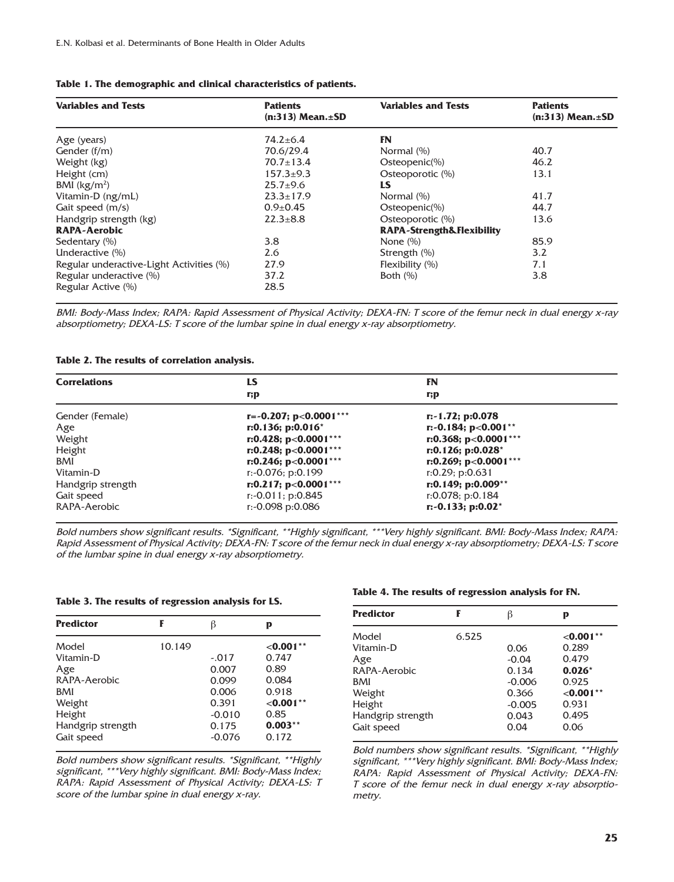**Table 1. The demographic and clinical characteristics of patients.**

| Variables and Tests | Patients (n:313) Mean.±SD | Variables and Tests | Patients (n:313) Mean.±SD |
|---|---|---|---|
| Age (years) | 74.2±6.4 | **FN** | |
| Gender (f/m) | 70.6/29.4 | Normal (%) | 40.7 |
| Weight (kg) | 70.7±13.4 | Osteopenic(%) | 46.2 |
| Height (cm) | 157.3±9.3 | Osteoporotic (%) | 13.1 |
| BMI (kg/m$^2$) | 25.7±9.6 | **LS** | |
| Vitamin-D (ng/mL) | 23.3±17.9 | Normal (%) | 41.7 |
| Gait speed (m/s) | 0.9±0.45 | Osteopenic(%) | 44.7 |
| Handgrip strength (kg) | 22.3±8.8 | Osteoporotic (%) | 13.6 |
| **RAPA-Aerobic** | | **RAPA-Strength&Flexibility** | |
| Sedentary (%) | 3.8 | None (%) | 85.9 |
| Underactive (%) | 2.6 | Strength (%) | 3.2 |
| Regular underactive-Light Activities (%) | 27.9 | Flexibility (%) | 7.1 |
| Regular underactive (%) | 37.2 | Both (%) | 3.8 |
| Regular Active (%) | 28.5 | | |

*BMI: Body-Mass Index; RAPA: Rapid Assessment of Physical Activity; DEXA-FN: T score of the femur neck in dual energy x-ray absorptiometry; DEXA-LS: T score of the lumbar spine in dual energy x-ray absorptiometry.*

**Table 2. The results of correlation analysis.**

| Correlations | LS r;p | FN r;p |
|---|---|---|
| Gender (Female) | **r=-0.207; p<0.0001*****| r:-1.72; p:0.078 |
| Age | **r:0.136; p:0.016*** | **r:-0.184; p<0.001**** |
| Weight | **r:0.428; p<0.0001***** | **r:0.368; p<0.0001***** |
| Height | **r:0.248; p<0.0001***** | **r:0.126; p:0.028*** |
| BMI | **r:0.246; p<0.0001***** | **r:0.269; p<0.0001***** |
| Vitamin-D | r:-0.076; p:0.199 | r:0.29; p:0.631 |
| Handgrip strength | **r:0.217; p<0.0001***** | **r:0.149; p:0.009**** |
| Gait speed | r:-0.011; p:0.845 | r:0.078; p:0.184 |
| RAPA-Aerobic | r:-0.098 p:0.086 | **r:-0.133; p:0.02*** |

*Bold numbers show significant results. *Significant, **Highly significant, ***Very highly significant. BMI: Body-Mass Index; RAPA: Rapid Assessment of Physical Activity; DEXA-FN: T score of the femur neck in dual energy x-ray absorptiometry; DEXA-LS: T score of the lumbar spine in dual energy x-ray absorptiometry.*

**Table 3. The results of regression analysis for LS.**

| Predictor | F | β | p |
|---|---|---|---|
| Model | 10.149 | | **<0.001**** |
| Vitamin-D | | -.017 | 0.747 |
| Age | | 0.007 | 0.89 |
| RAPA-Aerobic | | 0.099 | 0.084 |
| BMI | | 0.006 | 0.918 |
| Weight | | 0.391 | **<0.001**** |
| Height | | -0.010 | 0.85 |
| Handgrip strength | | 0.175 | **0.003**** |
| Gait speed | | -0.076 | 0.172 |

*Bold numbers show significant results. *Significant, **Highly significant, ***Very highly significant. BMI: Body-Mass Index; RAPA: Rapid Assessment of Physical Activity; DEXA-LS: T score of the lumbar spine in dual energy x-ray.*

**Table 4. The results of regression analysis for FN.**

| Predictor | F | β | p |
|---|---|---|---|
| Model | 6.525 | | **<0.001**** |
| Vitamin-D | | 0.06 | 0.289 |
| Age | | -0.04 | 0.479 |
| RAPA-Aerobic | | 0.134 | **0.026*** |
| BMI | | -0.006 | 0.925 |
| Weight | | 0.366 | **<0.001**** |
| Height | | -0.005 | 0.931 |
| Handgrip strength | | 0.043 | 0.495 |
| Gait speed | | 0.04 | 0.06 |

*Bold numbers show significant results. *Significant, **Highly significant, ***Very highly significant. BMI: Body-Mass Index; RAPA: Rapid Assessment of Physical Activity; DEXA-FN: T score of the femur neck in dual energy x-ray absorptiometry.*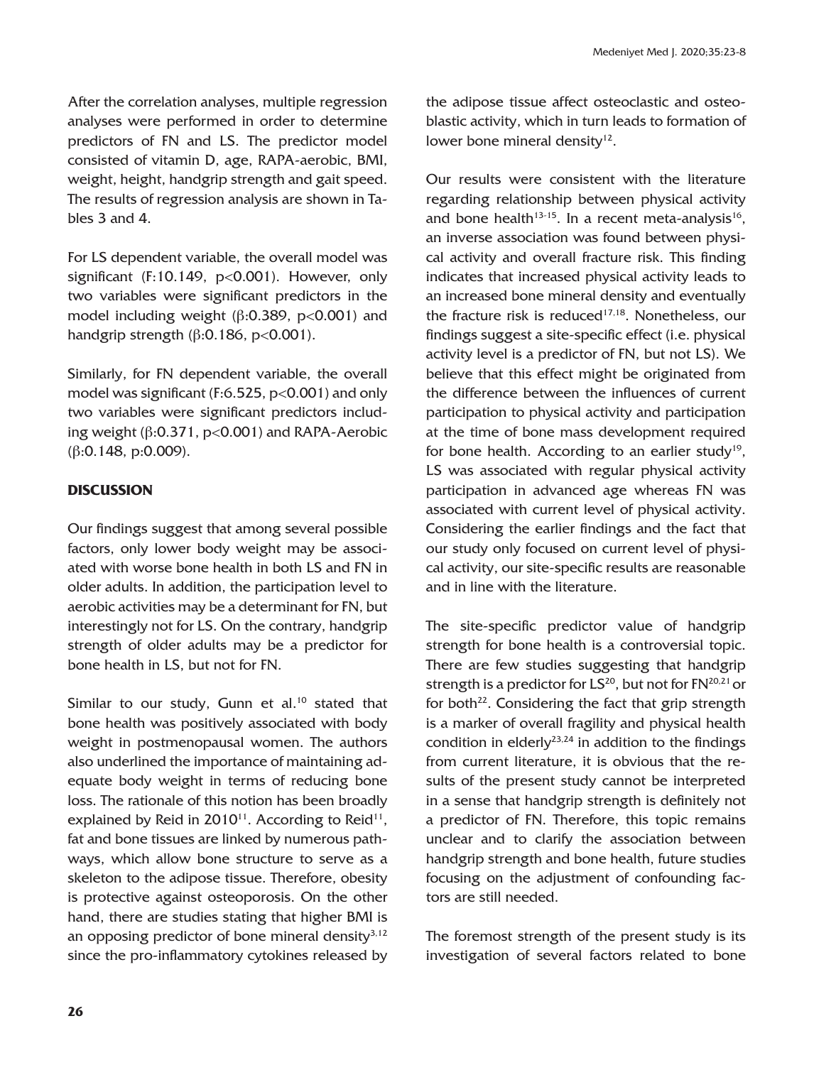After the correlation analyses, multiple regression analyses were performed in order to determine predictors of FN and LS. The predictor model consisted of vitamin D, age, RAPA-aerobic, BMI, weight, height, handgrip strength and gait speed. The results of regression analysis are shown in Tables 3 and 4.

For LS dependent variable, the overall model was significant (F:10.149, $p<0.001$). However, only two variables were significant predictors in the model including weight (β:0.389, $p<0.001$) and handgrip strength (β:0.186, $p<0.001$).

Similarly, for FN dependent variable, the overall model was significant (F:6.525, $p<0.001$) and only two variables were significant predictors including weight (β:0.371, $p<0.001$) and RAPA-Aerobic (β:0.148, p:0.009).

## DISCUSSION

Our findings suggest that among several possible factors, only lower body weight may be associated with worse bone health in both LS and FN in older adults. In addition, the participation level to aerobic activities may be a determinant for FN, but interestingly not for LS. On the contrary, handgrip strength of older adults may be a predictor for bone health in LS, but not for FN.

Similar to our study, Gunn et al.[10] stated that bone health was positively associated with body weight in postmenopausal women. The authors also underlined the importance of maintaining adequate body weight in terms of reducing bone loss. The rationale of this notion has been broadly explained by Reid in 2010[11]. According to Reid[11], fat and bone tissues are linked by numerous pathways, which allow bone structure to serve as a skeleton to the adipose tissue. Therefore, obesity is protective against osteoporosis. On the other hand, there are studies stating that higher BMI is an opposing predictor of bone mineral density[3,12] since the pro-inflammatory cytokines released by the adipose tissue affect osteoclastic and osteoblastic activity, which in turn leads to formation of lower bone mineral density[12].

Our results were consistent with the literature regarding relationship between physical activity and bone health[13-15]. In a recent meta-analysis[16], an inverse association was found between physical activity and overall fracture risk. This finding indicates that increased physical activity leads to an increased bone mineral density and eventually the fracture risk is reduced[17,18]. Nonetheless, our findings suggest a site-specific effect (i.e. physical activity level is a predictor of FN, but not LS). We believe that this effect might be originated from the difference between the influences of current participation to physical activity and participation at the time of bone mass development required for bone health. According to an earlier study[19], LS was associated with regular physical activity participation in advanced age whereas FN was associated with current level of physical activity. Considering the earlier findings and the fact that our study only focused on current level of physical activity, our site-specific results are reasonable and in line with the literature.

The site-specific predictor value of handgrip strength for bone health is a controversial topic. There are few studies suggesting that handgrip strength is a predictor for LS[20], but not for FN[20,21] or for both[22]. Considering the fact that grip strength is a marker of overall fragility and physical health condition in elderly[23,24] in addition to the findings from current literature, it is obvious that the results of the present study cannot be interpreted in a sense that handgrip strength is definitely not a predictor of FN. Therefore, this topic remains unclear and to clarify the association between handgrip strength and bone health, future studies focusing on the adjustment of confounding factors are still needed.

The foremost strength of the present study is its investigation of several factors related to bone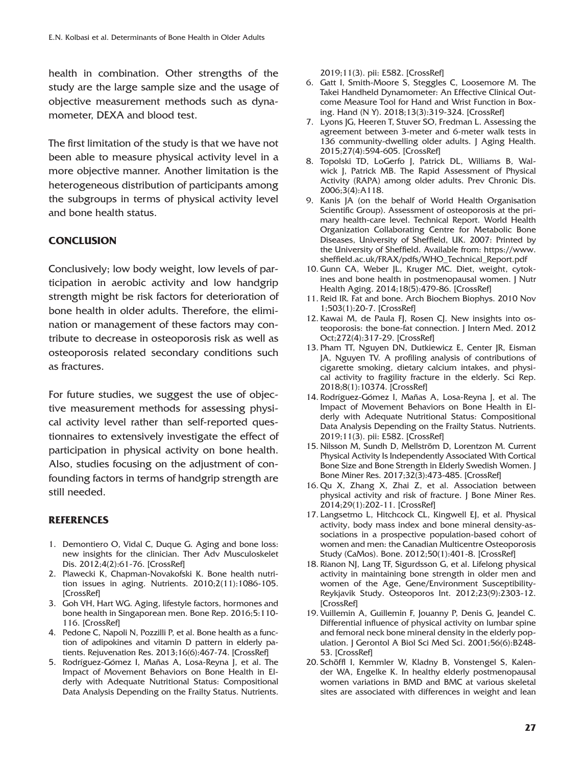health in combination. Other strengths of the study are the large sample size and the usage of objective measurement methods such as dynamometer, DEXA and blood test.

The first limitation of the study is that we have not been able to measure physical activity level in a more objective manner. Another limitation is the heterogeneous distribution of participants among the subgroups in terms of physical activity level and bone health status.

## CONCLUSION

Conclusively; low body weight, low levels of participation in aerobic activity and low handgrip strength might be risk factors for deterioration of bone health in older adults. Therefore, the elimination or management of these factors may contribute to decrease in osteoporosis risk as well as osteoporosis related secondary conditions such as fractures.

For future studies, we suggest the use of objective measurement methods for assessing physical activity level rather than self-reported questionnaires to extensively investigate the effect of participation in physical activity on bone health. Also, studies focusing on the adjustment of confounding factors in terms of handgrip strength are still needed.

## REFERENCES

1. Demontiero O, Vidal C, Duque G. Aging and bone loss: new insights for the clinician. Ther Adv Musculoskelet Dis. 2012;4(2):61-76. [CrossRef]
2. Plawecki K, Chapman-Novakofski K. Bone health nutrition issues in aging. Nutrients. 2010;2(11):1086-105. [CrossRef]
3. Goh VH, Hart WG. Aging, lifestyle factors, hormones and bone health in Singaporean men. Bone Rep. 2016;5:110-116. [CrossRef]
4. Pedone C, Napoli N, Pozzilli P, et al. Bone health as a function of adipokines and vitamin D pattern in elderly patients. Rejuvenation Res. 2013;16(6):467-74. [CrossRef]
5. Rodríguez-Gómez I, Mañas A, Losa-Reyna J, et al. The Impact of Movement Behaviors on Bone Health in Elderly with Adequate Nutritional Status: Compositional Data Analysis Depending on the Frailty Status. Nutrients. 2019;11(3). pii: E582. [CrossRef]
6. Gatt I, Smith-Moore S, Steggles C, Loosemore M. The Takei Handheld Dynamometer: An Effective Clinical Outcome Measure Tool for Hand and Wrist Function in Boxing. Hand (N Y). 2018;13(3):319-324. [CrossRef]
7. Lyons JG, Heeren T, Stuver SO, Fredman L. Assessing the agreement between 3-meter and 6-meter walk tests in 136 community-dwelling older adults. J Aging Health. 2015;27(4):594-605. [CrossRef]
8. Topolski TD, LoGerfo J, Patrick DL, Williams B, Walwick J, Patrick MB. The Rapid Assessment of Physical Activity (RAPA) among older adults. Prev Chronic Dis. 2006;3(4):A118.
9. Kanis JA (on the behalf of World Health Organisation Scientific Group). Assessment of osteoporosis at the primary health-care level. Technical Report. World Health Organization Collaborating Centre for Metabolic Bone Diseases, University of Sheffield, UK. 2007: Printed by the University of Sheffield. Available from: https://www.sheffield.ac.uk/FRAX/pdfs/WHO_Technical_Report.pdf
10. Gunn CA, Weber JL, Kruger MC. Diet, weight, cytokines and bone health in postmenopausal women. J Nutr Health Aging. 2014;18(5):479-86. [CrossRef]
11. Reid IR. Fat and bone. Arch Biochem Biophys. 2010 Nov 1;503(1):20-7. [CrossRef]
12. Kawai M, de Paula FJ, Rosen CJ. New insights into osteoporosis: the bone-fat connection. J Intern Med. 2012 Oct;272(4):317-29. [CrossRef]
13. Pham TT, Nguyen DN, Dutkiewicz E, Center JR, Eisman JA, Nguyen TV. A profiling analysis of contributions of cigarette smoking, dietary calcium intakes, and physical activity to fragility fracture in the elderly. Sci Rep. 2018;8(1):10374. [CrossRef]
14. Rodríguez-Gómez I, Mañas A, Losa-Reyna J, et al. The Impact of Movement Behaviors on Bone Health in Elderly with Adequate Nutritional Status: Compositional Data Analysis Depending on the Frailty Status. Nutrients. 2019;11(3). pii: E582. [CrossRef]
15. Nilsson M, Sundh D, Mellström D, Lorentzon M. Current Physical Activity Is Independently Associated With Cortical Bone Size and Bone Strength in Elderly Swedish Women. J Bone Miner Res. 2017;32(3):473-485. [CrossRef]
16. Qu X, Zhang X, Zhai Z, et al. Association between physical activity and risk of fracture. J Bone Miner Res. 2014;29(1):202-11. [CrossRef]
17. Langsetmo L, Hitchcock CL, Kingwell EJ, et al. Physical activity, body mass index and bone mineral density-associations in a prospective population-based cohort of women and men: the Canadian Multicentre Osteoporosis Study (CaMos). Bone. 2012;50(1):401-8. [CrossRef]
18. Rianon NJ, Lang TF, Sigurdsson G, et al. Lifelong physical activity in maintaining bone strength in older men and women of the Age, Gene/Environment Susceptibility-Reykjavik Study. Osteoporos Int. 2012;23(9):2303-12. [CrossRef]
19. Vuillemin A, Guillemin F, Jouanny P, Denis G, Jeandel C. Differential influence of physical activity on lumbar spine and femoral neck bone mineral density in the elderly population. J Gerontol A Biol Sci Med Sci. 2001;56(6):B248-53. [CrossRef]
20. Schöffl I, Kemmler W, Kladny B, Vonstengel S, Kalender WA, Engelke K. In healthy elderly postmenopausal women variations in BMD and BMC at various skeletal sites are associated with differences in weight and lean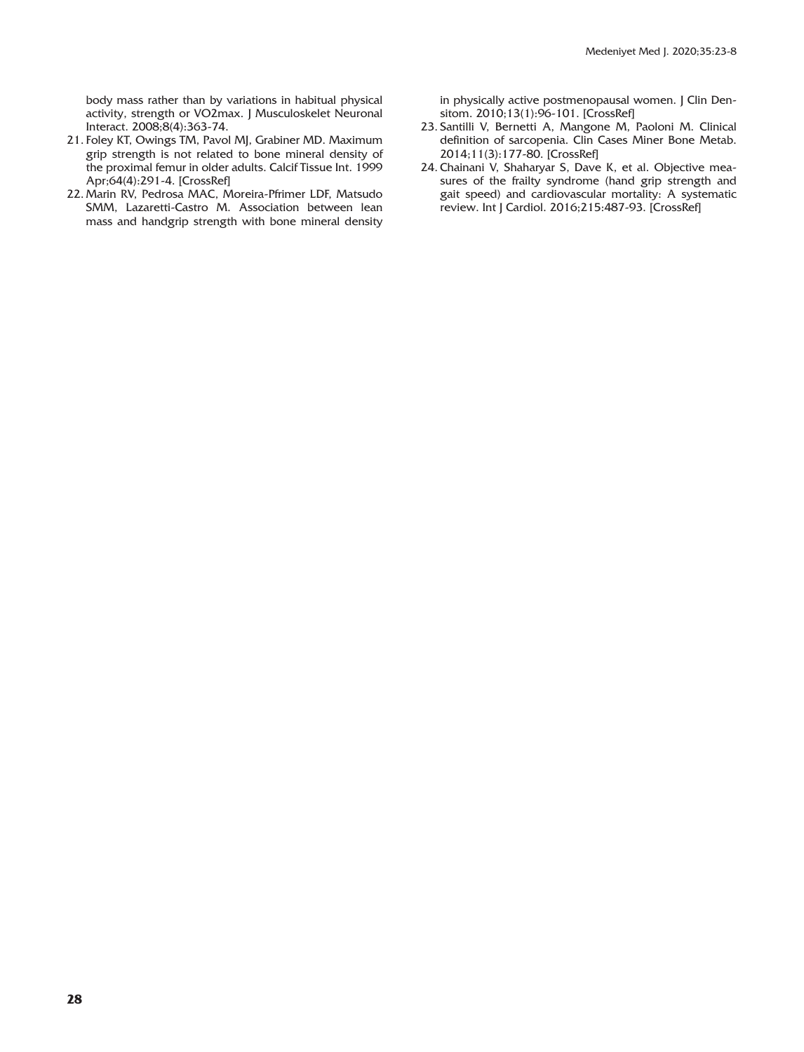body mass rather than by variations in habitual physical activity, strength or VO2max. J Musculoskelet Neuronal Interact. 2008;8(4):363-74.

21. Foley KT, Owings TM, Pavol MJ, Grabiner MD. Maximum grip strength is not related to bone mineral density of the proximal femur in older adults. Calcif Tissue Int. 1999 Apr;64(4):291-4. [CrossRef]
22. Marin RV, Pedrosa MAC, Moreira-Pfrimer LDF, Matsudo SMM, Lazaretti-Castro M. Association between lean mass and handgrip strength with bone mineral density in physically active postmenopausal women. J Clin Densitom. 2010;13(1):96-101. [CrossRef]
23. Santilli V, Bernetti A, Mangone M, Paoloni M. Clinical definition of sarcopenia. Clin Cases Miner Bone Metab. 2014;11(3):177-80. [CrossRef]
24. Chainani V, Shaharyar S, Dave K, et al. Objective measures of the frailty syndrome (hand grip strength and gait speed) and cardiovascular mortality: A systematic review. Int J Cardiol. 2016;215:487-93. [CrossRef]